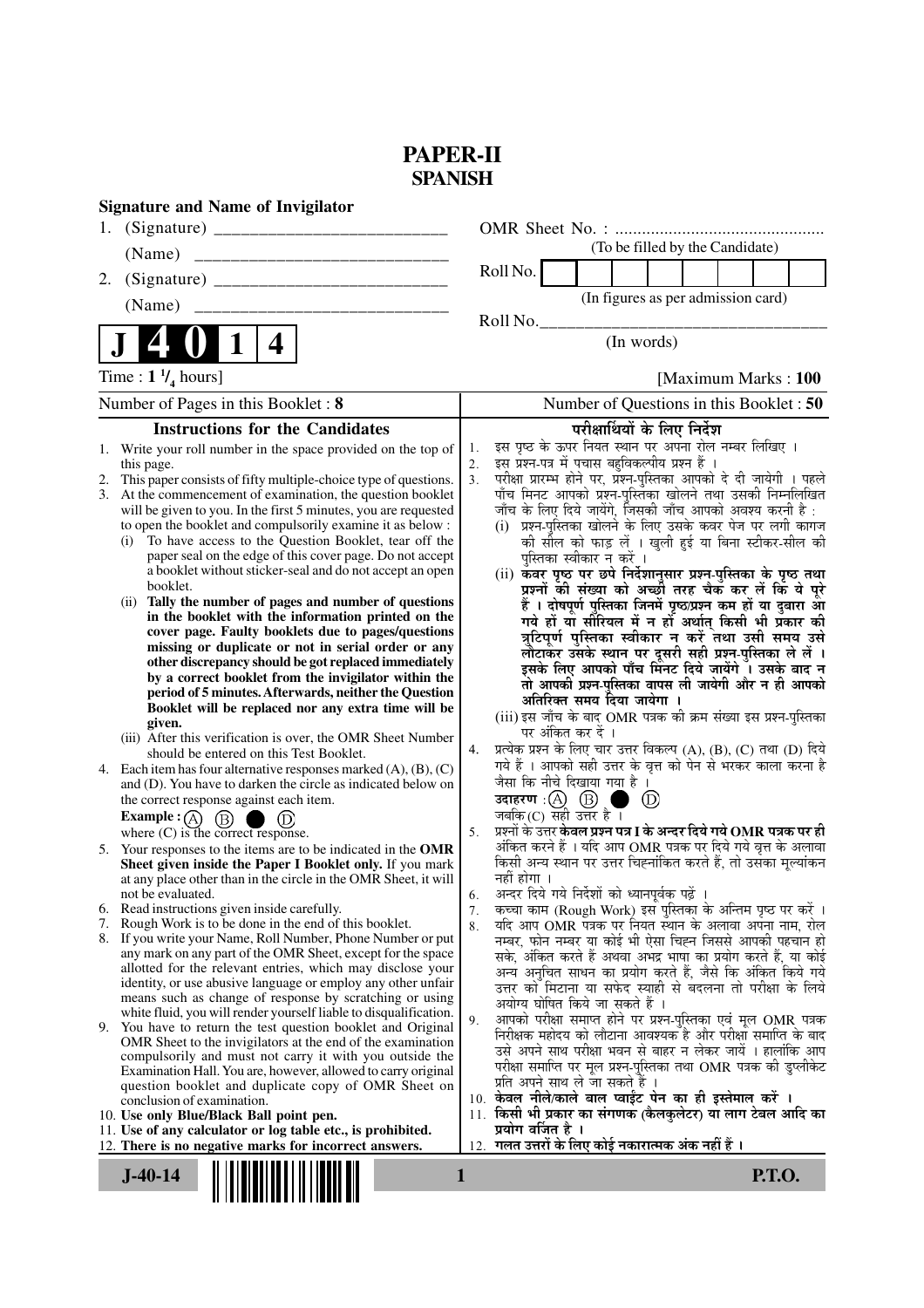# PAPER-II
## SPANISH

**Signature and Name of Invigilator**

1. (Signature) \_\_\_\_\_\_\_\_\_\_\_\_\_\_\_\_\_\_\_\_\_\_\_\_\_\_

   (Name) \_\_\_\_\_\_\_\_\_\_\_\_\_\_\_\_\_\_\_\_\_\_\_\_\_\_\_\_

2. (Signature) \_\_\_\_\_\_\_\_\_\_\_\_\_\_\_\_\_\_\_\_\_\_\_\_\_\_

   (Name) \_\_\_\_\_\_\_\_\_\_\_\_\_\_\_\_\_\_\_\_\_\_\_\_\_\_\_\_

OMR Sheet No. : ...............................................

(To be filled by the Candidate)

Roll No. | | | | | | | | |

(In figures as per admission card)

Roll No.\_\_\_\_\_\_\_\_\_\_\_\_\_\_\_\_\_\_\_\_\_\_\_\_\_\_\_\_\_\_\_\_\_

(In words)

**J 4 0 1 4**

Time : **1 ¹/₄ hours**] [Maximum Marks : **100**

Number of Pages in this Booklet : **8** | Number of Questions in this Booklet : **50**

### Instructions for the Candidates

1. Write your roll number in the space provided on the top of this page.
2. This paper consists of fifty multiple-choice type of questions.
3. At the commencement of examination, the question booklet will be given to you. In the first 5 minutes, you are requested to open the booklet and compulsorily examine it as below :
   (i) To have access to the Question Booklet, tear off the paper seal on the edge of this cover page. Do not accept a booklet without sticker-seal and do not accept an open booklet.
   (ii) **Tally the number of pages and number of questions in the booklet with the information printed on the cover page. Faulty booklets due to pages/questions missing or duplicate or not in serial order or any other discrepancy should be got replaced immediately by a correct booklet from the invigilator within the period of 5 minutes. Afterwards, neither the Question Booklet will be replaced nor any extra time will be given.**
   (iii) After this verification is over, the OMR Sheet Number should be entered on this Test Booklet.
4. Each item has four alternative responses marked (A), (B), (C) and (D). You have to darken the circle as indicated below on the correct response against each item.
   **Example :** (A) (B) ● (D)
   where (C) is the correct response.
5. Your responses to the items are to be indicated in the **OMR Sheet given inside the Paper I Booklet only.** If you mark at any place other than in the circle in the OMR Sheet, it will not be evaluated.
6. Read instructions given inside carefully.
7. Rough Work is to be done in the end of this booklet.
8. If you write your Name, Roll Number, Phone Number or put any mark on any part of the OMR Sheet, except for the space allotted for the relevant entries, which may disclose your identity, or use abusive language or employ any other unfair means such as change of response by scratching or using white fluid, you will render yourself liable to disqualification.
9. You have to return the test question booklet and Original OMR Sheet to the invigilators at the end of the examination compulsorily and must not carry it with you outside the Examination Hall. You are, however, allowed to carry original question booklet and duplicate copy of OMR Sheet on conclusion of examination.
10. **Use only Blue/Black Ball point pen.**
11. **Use of any calculator or log table etc., is prohibited.**
12. **There is no negative marks for incorrect answers.**

### परीक्षार्थियों के लिए निर्देश

1. इस पृष्ठ के ऊपर नियत स्थान पर अपना रोल नम्बर लिखिए ।
2. इस प्रश्न-पत्र में पचास बहुविकल्पीय प्रश्न हैं ।
3. परीक्षा प्रारम्भ होने पर, प्रश्न-पुस्तिका आपको दे दी जायेगी । पहले पाँच मिनट आपको प्रश्न-पुस्तिका खोलने तथा उसकी निम्नलिखित जाँच के लिए दिये जायेंगे, जिसकी जाँच आपको अवश्य करनी है :
   (i) प्रश्न-पुस्तिका खोलने के लिए उसके कवर पेज पर लगी कागज की सील को फाड़ लें । खुली हुई या बिना स्टीकर-सील की पुस्तिका स्वीकार न करें ।
   (ii) **कवर पृष्ठ पर छपे निर्देशानुसार प्रश्न-पुस्तिका के पृष्ठ तथा प्रश्नों की संख्या को अच्छी तरह चैक कर लें कि ये पूरे हैं । दोषपूर्ण पुस्तिका जिनमें पृष्ठ/प्रश्न कम हों या दुबारा आ गये हों या सीरियल में न हों अर्थात् किसी भी प्रकार की त्रुटिपूर्ण पुस्तिका स्वीकार न करें तथा उसी समय उसे लौटाकर उसके स्थान पर दूसरी सही प्रश्न-पुस्तिका ले लें । इसके लिए आपको पाँच मिनट दिये जायेंगे । उसके बाद न तो आपकी प्रश्न-पुस्तिका वापस ली जायेगी और न ही आपको अतिरिक्त समय दिया जायेगा ।**
   (iii) इस जाँच के बाद OMR पत्रक की क्रम संख्या इस प्रश्न-पुस्तिका पर अंकित कर दें ।
4. प्रत्येक प्रश्न के लिए चार उत्तर विकल्प (A), (B), (C) तथा (D) दिये गये हैं । आपको सही उत्तर के वृत्त को पेन से भरकर काला करना है जैसा कि नीचे दिखाया गया है ।
   **उदाहरण :** (A) (B) ● (D)
   जबकि (C) सही उत्तर है ।
5. प्रश्नों के उत्तर **केवल प्रश्न पत्र I के अन्दर दिये गये OMR पत्रक पर ही** अंकित करने हैं । यदि आप OMR पत्रक पर दिये गये वृत्त के अलावा किसी अन्य स्थान पर उत्तर चिह्नांकित करते हैं, तो उसका मूल्यांकन नहीं होगा ।
6. अन्दर दिये गये निर्देशों को ध्यानपूर्वक पढ़ें ।
7. कच्चा काम (Rough Work) इस पुस्तिका के अन्तिम पृष्ठ पर करें ।
8. यदि आप OMR पत्रक पर नियत स्थान के अलावा अपना नाम, रोल नम्बर, फोन नम्बर या कोई भी ऐसा चिह्न जिससे आपकी पहचान हो सके, अंकित करते हैं अथवा अभद्र भाषा का प्रयोग करते हैं, या कोई अन्य अनुचित साधन का प्रयोग करते हैं, जैसे कि अंकित किये गये उत्तर को मिटाना या सफेद स्याही से बदलना तो परीक्षा के लिये अयोग्य घोषित किये जा सकते हैं ।
9. आपको परीक्षा समाप्त होने पर प्रश्न-पुस्तिका एवं मूल OMR पत्रक निरीक्षक महोदय को लौटाना आवश्यक है और परीक्षा समाप्ति के बाद उसे अपने साथ परीक्षा भवन से बाहर न लेकर जायें । हालांकि आप परीक्षा समाप्ति पर मूल प्रश्न-पुस्तिका तथा OMR पत्रक की डुप्लीकेट प्रति अपने साथ ले जा सकते हैं ।
10. **केवल नीले/काले बाल प्वाईंट पेन का ही इस्तेमाल करें ।**
11. **किसी भी प्रकार का संगणक (कैलकुलेटर) या लाग टेबल आदि का प्रयोग वर्जित है ।**
12. **गलत उत्तरों के लिए कोई नकारात्मक अंक नहीं हैं ।**

**J-40-14** **P.T.O.**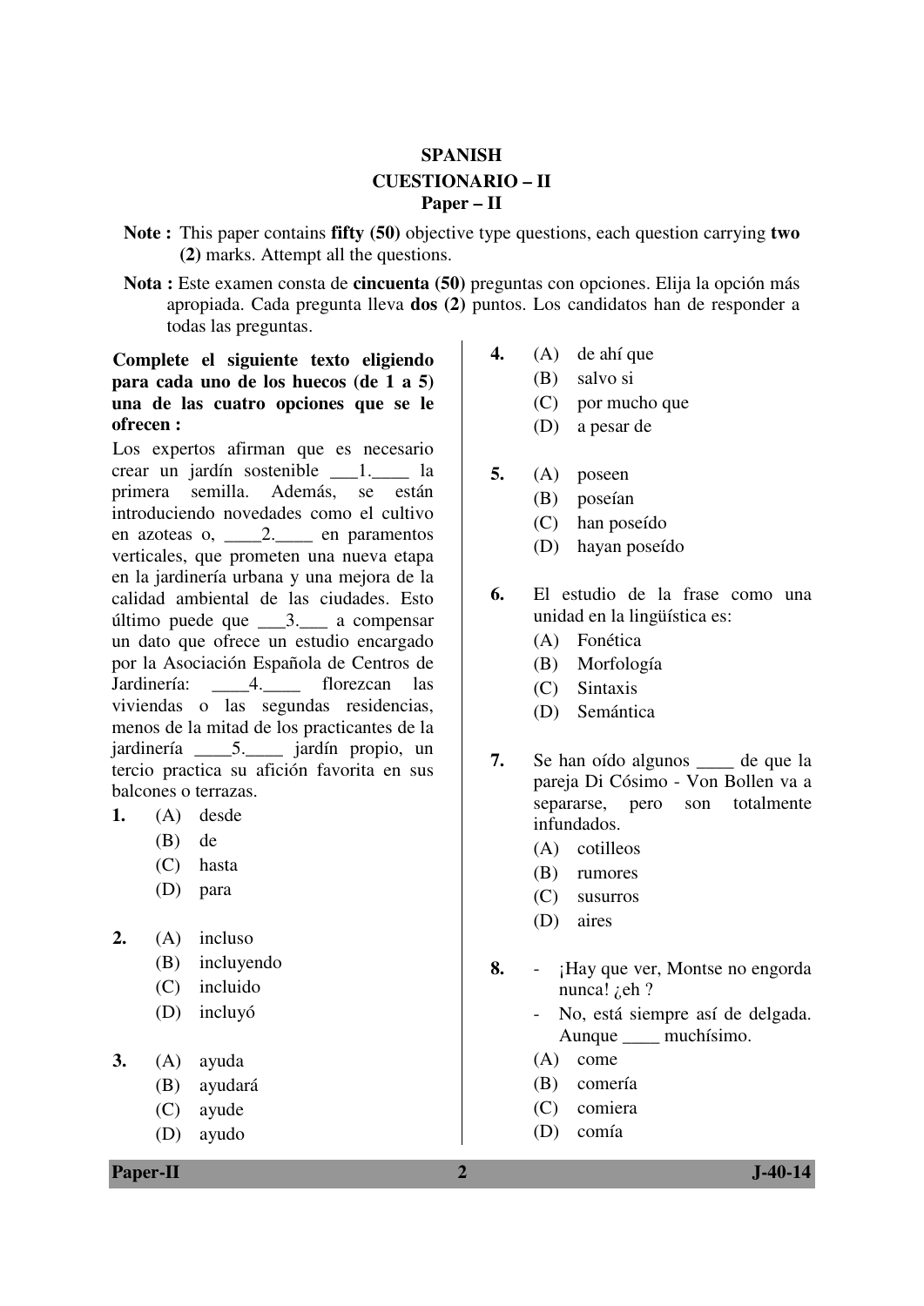**SPANISH**

**CUESTIONARIO – II**

**Paper – II**

**Note :** This paper contains **fifty (50)** objective type questions, each question carrying **two (2)** marks. Attempt all the questions.

**Nota :** Este examen consta de **cincuenta (50)** preguntas con opciones. Elija la opción más apropiada. Cada pregunta lleva **dos (2)** puntos. Los candidatos han de responder a todas las preguntas.

**Complete el siguiente texto eligiendo para cada uno de los huecos (de 1 a 5) una de las cuatro opciones que se le ofrecen :**

Los expertos afirman que es necesario crear un jardín sostenible ___1.____ la primera semilla. Además, se están introduciendo novedades como el cultivo en azoteas o, ____2.____ en paramentos verticales, que prometen una nueva etapa en la jardinería urbana y una mejora de la calidad ambiental de las ciudades. Esto último puede que ___3.___ a compensar un dato que ofrece un estudio encargado por la Asociación Española de Centros de Jardinería: ____4.____ florezcan las viviendas o las segundas residencias, menos de la mitad de los practicantes de la jardinería ____5.____ jardín propio, un tercio practica su afición favorita en sus balcones o terrazas.

1. (A) desde
   (B) de
   (C) hasta
   (D) para

2. (A) incluso
   (B) incluyendo
   (C) incluido
   (D) incluyó

3. (A) ayuda
   (B) ayudará
   (C) ayude
   (D) ayudo

4. (A) de ahí que
   (B) salvo si
   (C) por mucho que
   (D) a pesar de

5. (A) poseen
   (B) poseían
   (C) han poseído
   (D) hayan poseído

6. El estudio de la frase como una unidad en la lingüística es:
   (A) Fonética
   (B) Morfología
   (C) Sintaxis
   (D) Semántica

7. Se han oído algunos ____ de que la pareja Di Cósimo - Von Bollen va a separarse, pero son totalmente infundados.
   (A) cotilleos
   (B) rumores
   (C) susurros
   (D) aires

8. - ¡Hay que ver, Montse no engorda nunca! ¿eh ?
   - No, está siempre así de delgada. Aunque ____ muchísimo.
   
   (A) come
   (B) comería
   (C) comiera
   (D) comía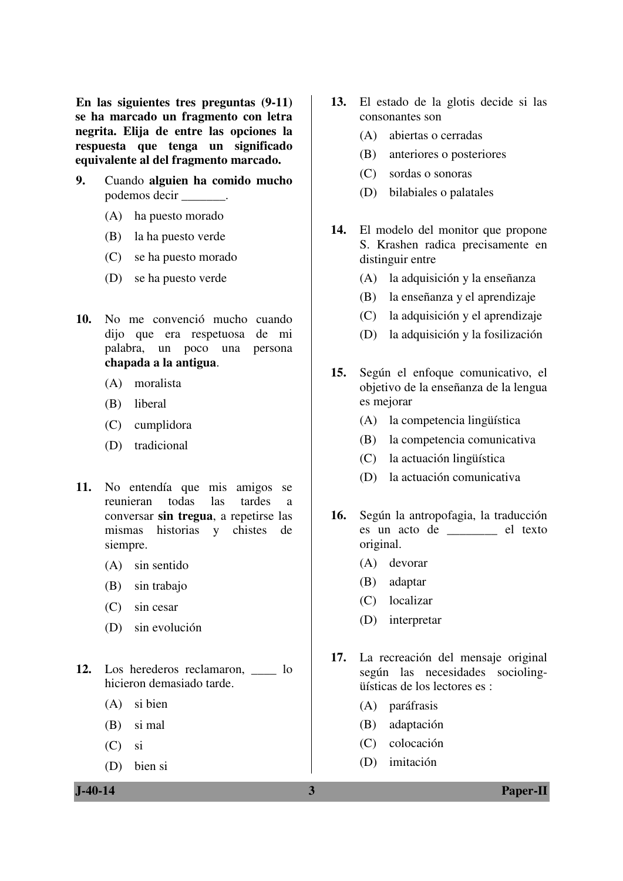**En las siguientes tres preguntas (9-11) se ha marcado un fragmento con letra negrita. Elija de entre las opciones la respuesta que tenga un significado equivalente al del fragmento marcado.**

9. Cuando **alguien ha comido mucho** podemos decir _______.
   (A) ha puesto morado
   (B) la ha puesto verde
   (C) se ha puesto morado
   (D) se ha puesto verde

10. No me convenció mucho cuando dijo que era respetuosa de mi palabra, un poco una persona **chapada a la antigua**.
    (A) moralista
    (B) liberal
    (C) cumplidora
    (D) tradicional

11. No entendía que mis amigos se reunieran todas las tardes a conversar **sin tregua**, a repetirse las mismas historias y chistes de siempre.
    (A) sin sentido
    (B) sin trabajo
    (C) sin cesar
    (D) sin evolución

12. Los herederos reclamaron, ____ lo hicieron demasiado tarde.
    (A) si bien
    (B) si mal
    (C) si
    (D) bien si

13. El estado de la glotis decide si las consonantes son
    (A) abiertas o cerradas
    (B) anteriores o posteriores
    (C) sordas o sonoras
    (D) bilabiales o palatales

14. El modelo del monitor que propone S. Krashen radica precisamente en distinguir entre
    (A) la adquisición y la enseñanza
    (B) la enseñanza y el aprendizaje
    (C) la adquisición y el aprendizaje
    (D) la adquisición y la fosilización

15. Según el enfoque comunicativo, el objetivo de la enseñanza de la lengua es mejorar
    (A) la competencia lingüística
    (B) la competencia comunicativa
    (C) la actuación lingüística
    (D) la actuación comunicativa

16. Según la antropofagia, la traducción es un acto de ________ el texto original.
    (A) devorar
    (B) adaptar
    (C) localizar
    (D) interpretar

17. La recreación del mensaje original según las necesidades sociolingüísticas de los lectores es :
    (A) paráfrasis
    (B) adaptación
    (C) colocación
    (D) imitación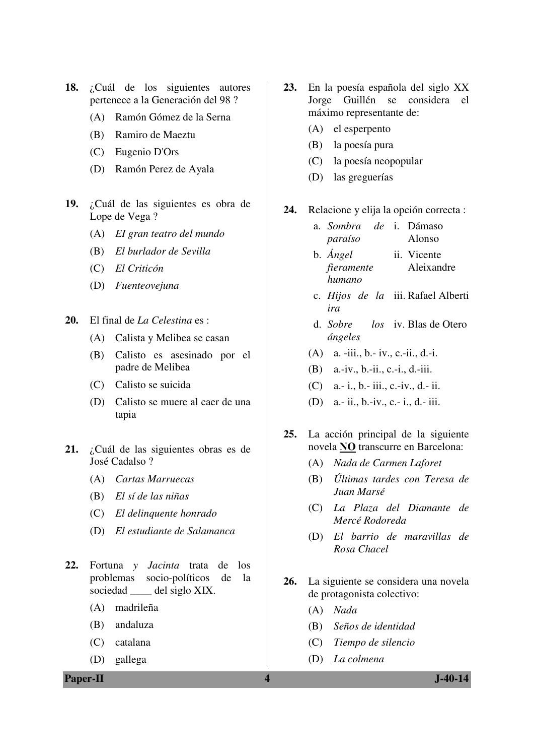18. ¿Cuál de los siguientes autores pertenece a la Generación del 98 ?

    (A) Ramón Gómez de la Serna

    (B) Ramiro de Maeztu

    (C) Eugenio D'Ors

    (D) Ramón Perez de Ayala

19. ¿Cuál de las siguientes es obra de Lope de Vega ?

    (A) *EI gran teatro del mundo*

    (B) *El burlador de Sevilla*

    (C) *El Criticón*

    (D) *Fuenteovejuna*

20. El final de *La Celestina* es :

    (A) Calista y Melibea se casan

    (B) Calisto es asesinado por el padre de Melibea

    (C) Calisto se suicida

    (D) Calisto se muere al caer de una tapia

21. ¿Cuál de las siguientes obras es de José Cadalso ?

    (A) *Cartas Marruecas*

    (B) *El sí de las niñas*

    (C) *El delinquente honrado*

    (D) *El estudiante de Salamanca*

22. Fortuna *y Jacinta* trata de los problemas socio-políticos de la sociedad ____ del siglo XIX.

    (A) madrileña

    (B) andaluza

    (C) catalana

    (D) gallega

23. En la poesía española del siglo XX Jorge Guillén se considera el máximo representante de:

    (A) el esperpento

    (B) la poesía pura

    (C) la poesía neopopular

    (D) las greguerías

24. Relacione y elija la opción correcta :

    | | |
    |---|---|
    | a. *Sombra de paraíso* | i. Dámaso Alonso |
    | b. *Ángel fieramente humano* | ii. Vicente Aleixandre |
    | c. *Hijos de la ira* | iii. Rafael Alberti |
    | d. *Sobre los ángeles* | iv. Blas de Otero |

    (A) a. -iii., b.- iv., c.-ii., d.-i.

    (B) a.-iv., b.-ii., c.-i., d.-iii.

    (C) a.- i., b.- iii., c.-iv., d.- ii.

    (D) a.- ii., b.-iv., c.- i., d.- iii.

25. La acción principal de la siguiente novela **NO** transcurre en Barcelona:

    (A) *Nada de Carmen Laforet*

    (B) *Últimas tardes con Teresa de Juan Marsé*

    (C) *La Plaza del Diamante de Mercé Rodoreda*

    (D) *El barrio de maravillas de Rosa Chacel*

26. La siguiente se considera una novela de protagonista colectivo:

    (A) *Nada*

    (B) *Seños de identidad*

    (C) *Tiempo de silencio*

    (D) *La colmena*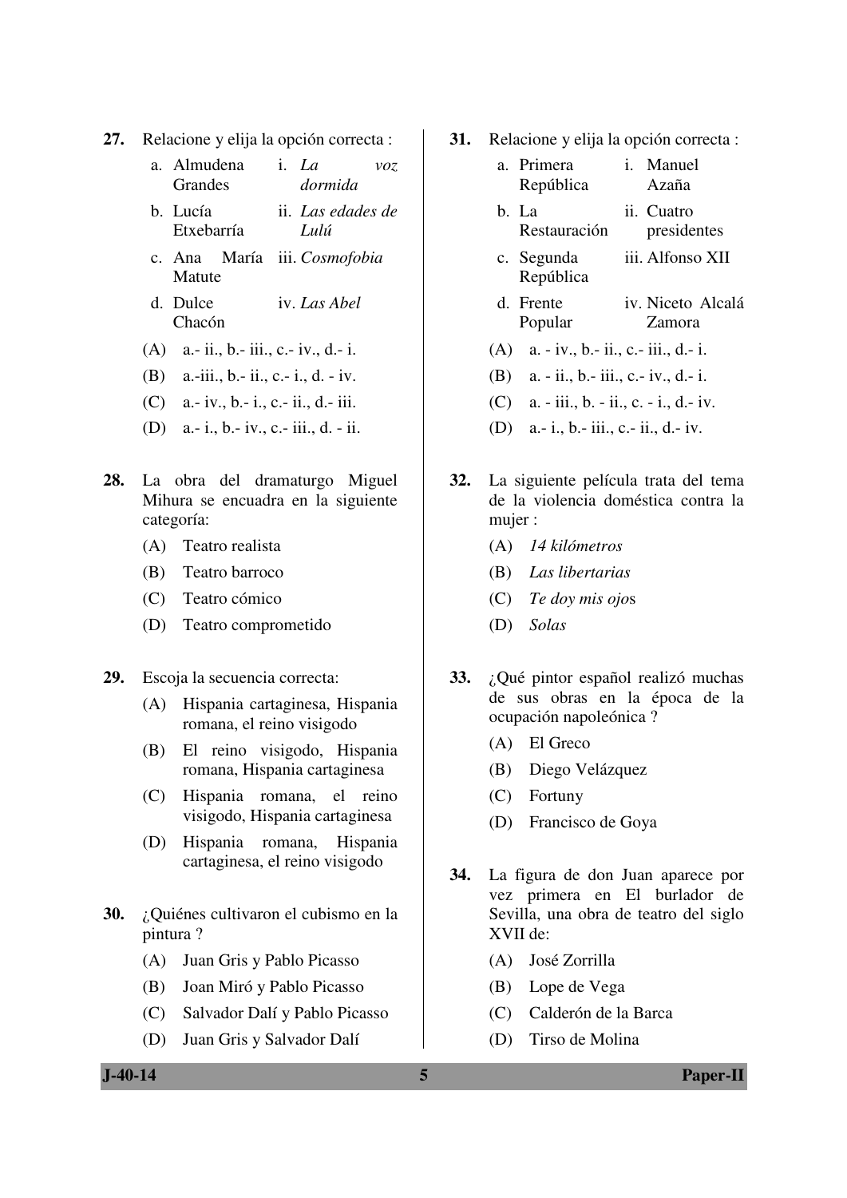**27.** Relacione y elija la opción correcta :

| | |
|---|---|
| a. Almudena Grandes | i. *La voz dormida* |
| b. Lucía Etxebarría | ii. *Las edades de Lulú* |
| c. Ana María Matute | iii. *Cosmofobia* |
| d. Dulce Chacón | iv. *Las Abel* |

(A) a.- ii., b.- iii., c.- iv., d.- i.

(B) a.-iii., b.- ii., c.- i., d. - iv.

(C) a.- iv., b.- i., c.- ii., d.- iii.

(D) a.- i., b.- iv., c.- iii., d. - ii.

**28.** La obra del dramaturgo Miguel Mihura se encuadra en la siguiente categoría:

(A) Teatro realista

(B) Teatro barroco

(C) Teatro cómico

(D) Teatro comprometido

**29.** Escoja la secuencia correcta:

(A) Hispania cartaginesa, Hispania romana, el reino visigodo

(B) El reino visigodo, Hispania romana, Hispania cartaginesa

(C) Hispania romana, el reino visigodo, Hispania cartaginesa

(D) Hispania romana, Hispania cartaginesa, el reino visigodo

**30.** ¿Quiénes cultivaron el cubismo en la pintura ?

(A) Juan Gris y Pablo Picasso

(B) Joan Miró y Pablo Picasso

(C) Salvador Dalí y Pablo Picasso

(D) Juan Gris y Salvador Dalí

**31.** Relacione y elija la opción correcta :

| | |
|---|---|
| a. Primera República | i. Manuel Azaña |
| b. La Restauración | ii. Cuatro presidentes |
| c. Segunda República | iii. Alfonso XII |
| d. Frente Popular | iv. Niceto Alcalá Zamora |

(A) a. - iv., b.- ii., c.- iii., d.- i.

(B) a. - ii., b.- iii., c.- iv., d.- i.

(C) a. - iii., b. - ii., c. - i., d.- iv.

(D) a.- i., b.- iii., c.- ii., d.- iv.

**32.** La siguiente película trata del tema de la violencia doméstica contra la mujer :

(A) *14 kilómetros*

(B) *Las libertarias*

(C) *Te doy mis ojos*

(D) *Solas*

**33.** ¿Qué pintor español realizó muchas de sus obras en la época de la ocupación napoleónica ?

(A) El Greco

(B) Diego Velázquez

(C) Fortuny

(D) Francisco de Goya

**34.** La figura de don Juan aparece por vez primera en El burlador de Sevilla, una obra de teatro del siglo XVII de:

(A) José Zorrilla

(B) Lope de Vega

(C) Calderón de la Barca

(D) Tirso de Molina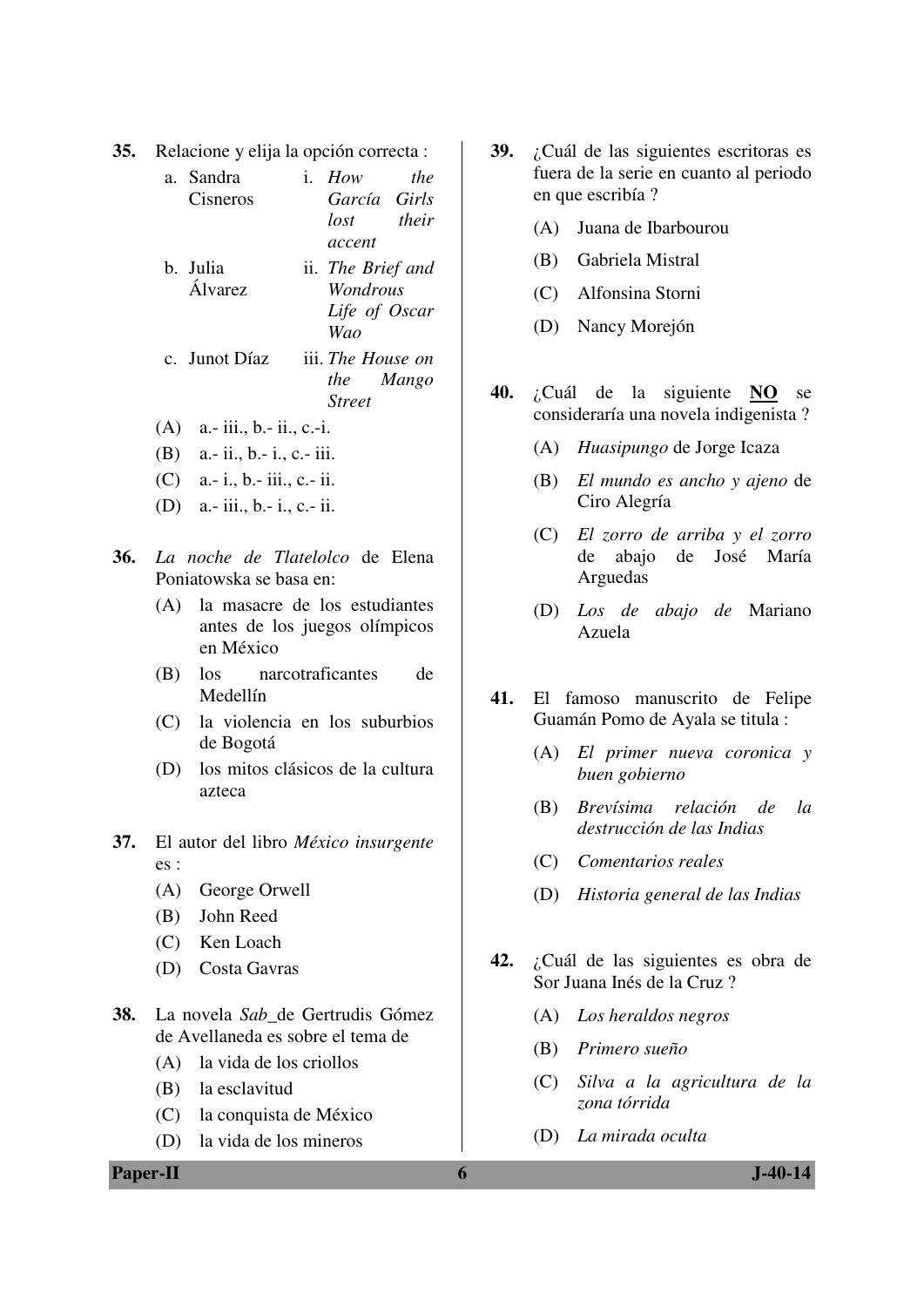**35.** Relacione y elija la opción correcta :

| | |
|---|---|
| a. Sandra Cisneros | i. *How the García Girls lost their accent* |
| b. Julia Álvarez | ii. *The Brief and Wondrous Life of Oscar Wao* |
| c. Junot Díaz | iii. *The House on the Mango Street* |

(A) a.- iii., b.- ii., c.-i.

(B) a.- ii., b.- i., c.- iii.

(C) a.- i., b.- iii., c.- ii.

(D) a.- iii., b.- i., c.- ii.

**36.** *La noche de Tlatelolco* de Elena Poniatowska se basa en:

(A) la masacre de los estudiantes antes de los juegos olímpicos en México

(B) los narcotraficantes de Medellín

(C) la violencia en los suburbios de Bogotá

(D) los mitos clásicos de la cultura azteca

**37.** El autor del libro *México insurgente* es :

(A) George Orwell

(B) John Reed

(C) Ken Loach

(D) Costa Gavras

**38.** La novela *Sab*_de Gertrudis Gómez de Avellaneda es sobre el tema de

(A) la vida de los criollos

(B) la esclavitud

(C) la conquista de México

(D) la vida de los mineros

**39.** ¿Cuál de las siguientes escritoras es fuera de la serie en cuanto al periodo en que escribía ?

(A) Juana de Ibarbourou

(B) Gabriela Mistral

(C) Alfonsina Storni

(D) Nancy Morejón

**40.** ¿Cuál de la siguiente **NO** se consideraría una novela indigenista ?

(A) *Huasipungo* de Jorge Icaza

(B) *El mundo es ancho y ajeno* de Ciro Alegría

(C) *El zorro de arriba y el zorro de abajo* de José María Arguedas

(D) *Los de abajo de* Mariano Azuela

**41.** El famoso manuscrito de Felipe Guamán Pomo de Ayala se titula :

(A) *El primer nueva coronica y buen gobierno*

(B) *Brevísima relación de la destrucción de las Indias*

(C) *Comentarios reales*

(D) *Historia general de las Indias*

**42.** ¿Cuál de las siguientes es obra de Sor Juana Inés de la Cruz ?

(A) *Los heraldos negros*

(B) *Primero sueño*

(C) *Silva a la agricultura de la zona tórrida*

(D) *La mirada oculta*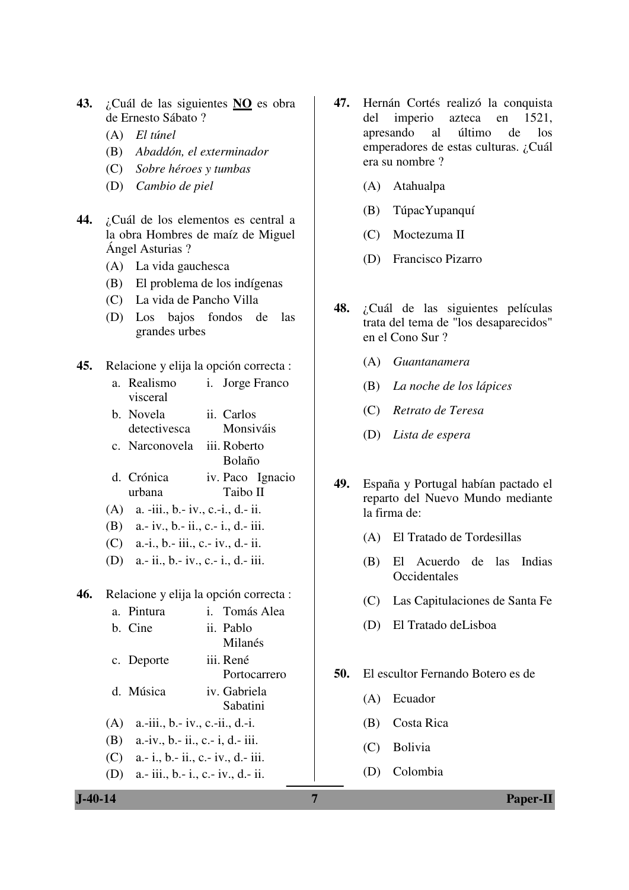**43.** ¿Cuál de las siguientes **<u>NO</u>** es obra de Ernesto Sábato ?

(A) *El túnel*
(B) *Abaddón, el exterminador*
(C) *Sobre héroes y tumbas*
(D) *Cambio de piel*

**44.** ¿Cuál de los elementos es central a la obra Hombres de maíz de Miguel Ángel Asturias ?

(A) La vida gauchesca
(B) El problema de los indígenas
(C) La vida de Pancho Villa
(D) Los bajos fondos de las grandes urbes

**45.** Relacione y elija la opción correcta :

| | |
|---|---|
| a. Realismo visceral | i. Jorge Franco |
| b. Novela detectivesca | ii. Carlos Monsiváis |
| c. Narconovela | iii. Roberto Bolaño |
| d. Crónica urbana | iv. Paco Ignacio Taibo II |

(A) a. -iii., b.- iv., c.-i., d.- ii.
(B) a.- iv., b.- ii., c.- i., d.- iii.
(C) a.-i., b.- iii., c.- iv., d.- ii.
(D) a.- ii., b.- iv., c.- i., d.- iii.

**46.** Relacione y elija la opción correcta :

| | |
|---|---|
| a. Pintura | i. Tomás Alea |
| b. Cine | ii. Pablo Milanés |
| c. Deporte | iii. René Portocarrero |
| d. Música | iv. Gabriela Sabatini |

(A) a.-iii., b.- iv., c.-ii., d.-i.
(B) a.-iv., b.- ii., c.- i, d.- iii.
(C) a.- i., b.- ii., c.- iv., d.- iii.
(D) a.- iii., b.- i., c.- iv., d.- ii.

**47.** Hernán Cortés realizó la conquista del imperio azteca en 1521, apresando al último de los emperadores de estas culturas. ¿Cuál era su nombre ?

(A) Atahualpa
(B) TúpacYupanquí
(C) Moctezuma II
(D) Francisco Pizarro

**48.** ¿Cuál de las siguientes películas trata del tema de "los desaparecidos" en el Cono Sur ?

(A) *Guantanamera*
(B) *La noche de los lápices*
(C) *Retrato de Teresa*
(D) *Lista de espera*

**49.** España y Portugal habían pactado el reparto del Nuevo Mundo mediante la firma de:

(A) El Tratado de Tordesillas
(B) El Acuerdo de las Indias Occidentales
(C) Las Capitulaciones de Santa Fe
(D) El Tratado deLisboa

**50.** El escultor Fernando Botero es de

(A) Ecuador
(B) Costa Rica
(C) Bolivia
(D) Colombia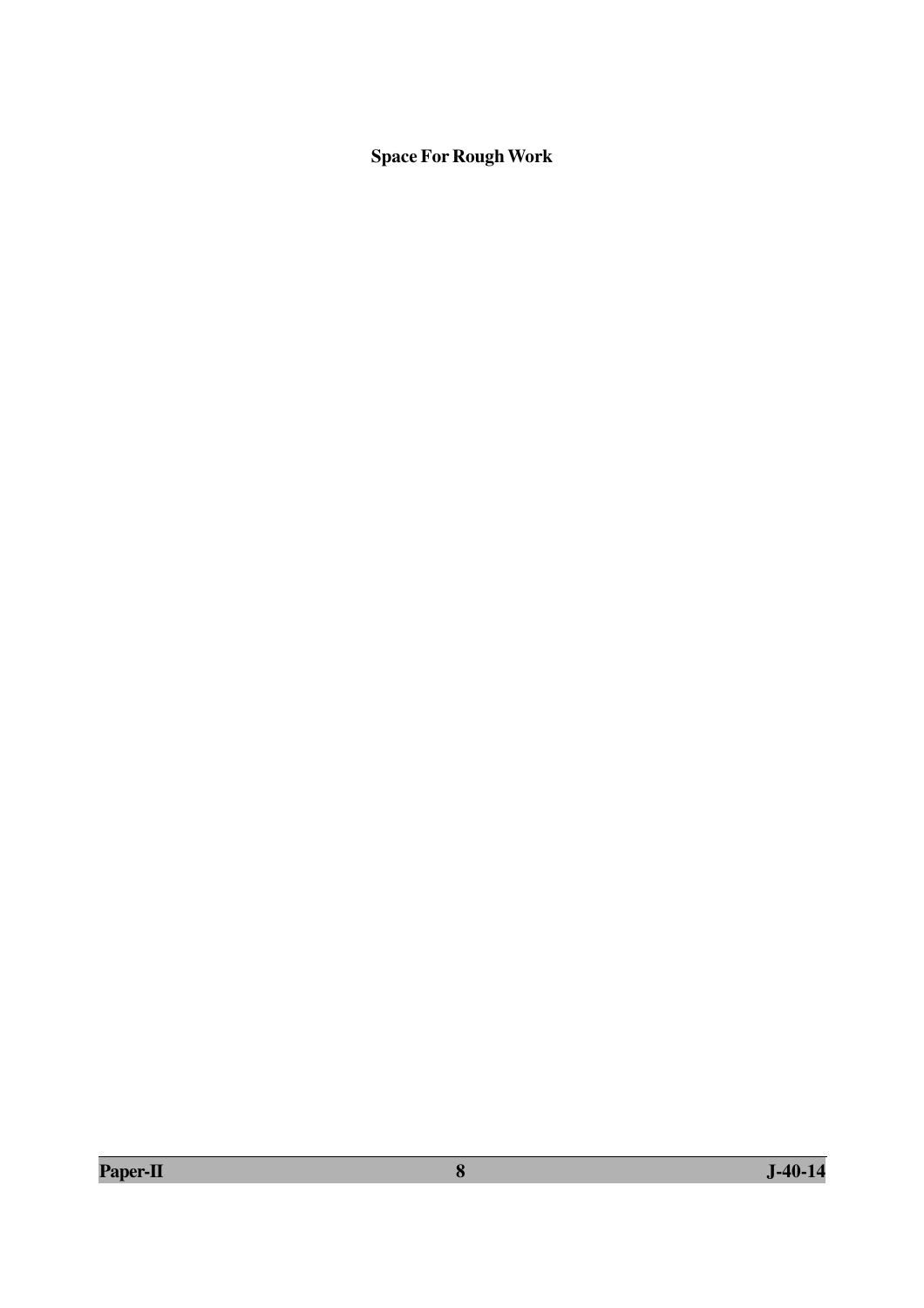**Space For Rough Work**